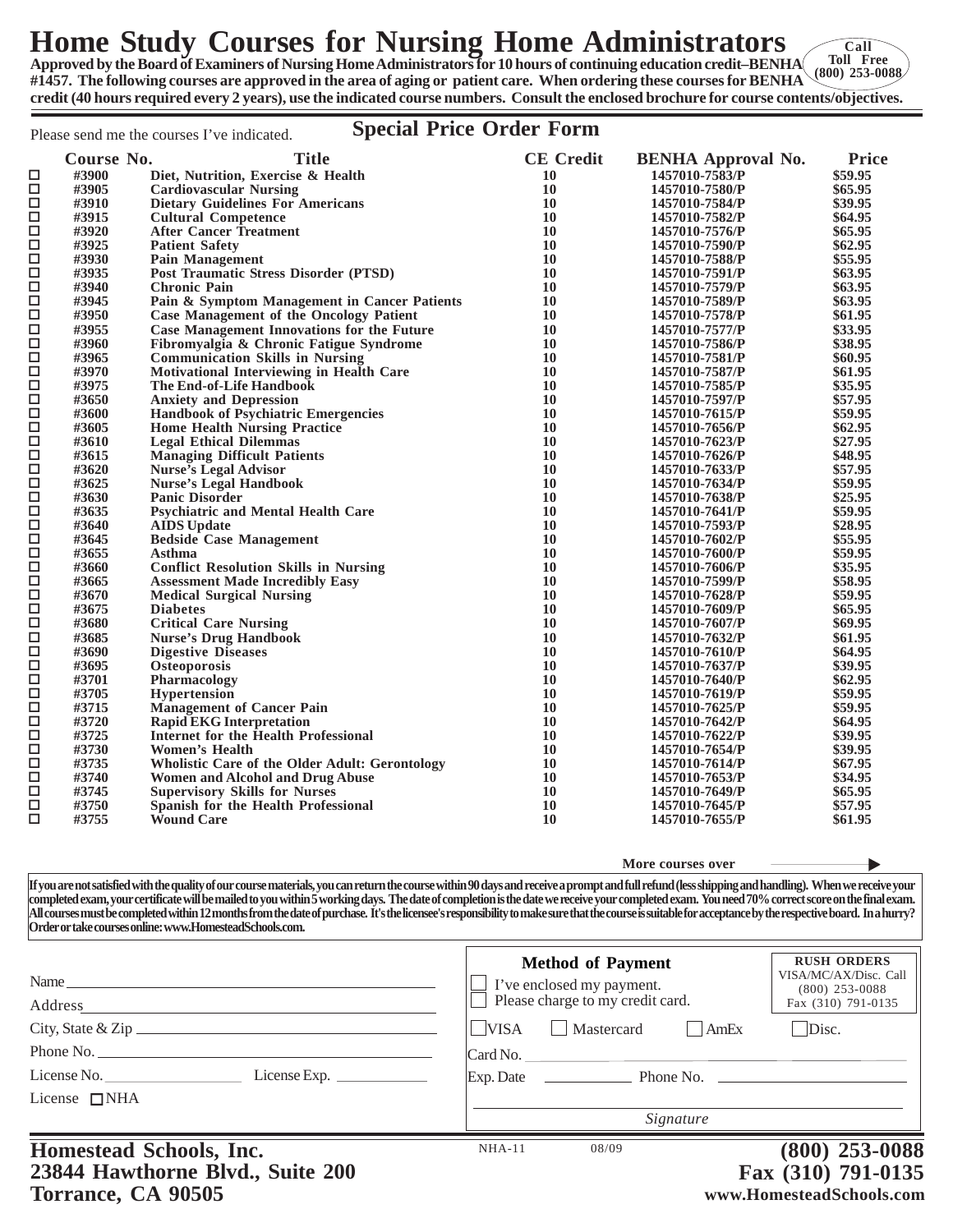# Home Study Courses for Nursing Home Administrators

**Call Toll Free (800) 253-0088**

**Approved by the Board of Examiners of Nursing Home Administrators for 10 hours of continuing education credit–BENHA #1457. The following courses are approved in the area of aging or patient care. When ordering these courses for BENHA credit (40 hours required every 2 years), use the indicated course numbers. Consult the enclosed brochure for course contents/objectives.**

Please send me the courses I've indicated.

## Special Price Order Form

| | Course No. | Title | CE Credit | BENHA Approval No. | Price |
|---|---|---|---|---|---|
| ☐ | #3900 | Diet, Nutrition, Exercise & Health | 10 | 1457010-7583/P | $59.95 |
| ☐ | #3905 | Cardiovascular Nursing | 10 | 1457010-7580/P | $65.95 |
| ☐ | #3910 | Dietary Guidelines For Americans | 10 | 1457010-7584/P | $39.95 |
| ☐ | #3915 | Cultural Competence | 10 | 1457010-7582/P | $64.95 |
| ☐ | #3920 | After Cancer Treatment | 10 | 1457010-7576/P | $65.95 |
| ☐ | #3925 | Patient Safety | 10 | 1457010-7590/P | $62.95 |
| ☐ | #3930 | Pain Management | 10 | 1457010-7588/P | $55.95 |
| ☐ | #3935 | Post Traumatic Stress Disorder (PTSD) | 10 | 1457010-7591/P | $63.95 |
| ☐ | #3940 | Chronic Pain | 10 | 1457010-7579/P | $63.95 |
| ☐ | #3945 | Pain & Symptom Management in Cancer Patients | 10 | 1457010-7589/P | $63.95 |
| ☐ | #3950 | Case Management of the Oncology Patient | 10 | 1457010-7578/P | $61.95 |
| ☐ | #3955 | Case Management Innovations for the Future | 10 | 1457010-7577/P | $33.95 |
| ☐ | #3960 | Fibromyalgia & Chronic Fatigue Syndrome | 10 | 1457010-7586/P | $38.95 |
| ☐ | #3965 | Communication Skills in Nursing | 10 | 1457010-7581/P | $60.95 |
| ☐ | #3970 | Motivational Interviewing in Health Care | 10 | 1457010-7587/P | $61.95 |
| ☐ | #3975 | The End-of-Life Handbook | 10 | 1457010-7585/P | $35.95 |
| ☐ | #3650 | Anxiety and Depression | 10 | 1457010-7597/P | $57.95 |
| ☐ | #3600 | Handbook of Psychiatric Emergencies | 10 | 1457010-7615/P | $59.95 |
| ☐ | #3605 | Home Health Nursing Practice | 10 | 1457010-7656/P | $62.95 |
| ☐ | #3610 | Legal Ethical Dilemmas | 10 | 1457010-7623/P | $27.95 |
| ☐ | #3615 | Managing Difficult Patients | 10 | 1457010-7626/P | $48.95 |
| ☐ | #3620 | Nurse's Legal Advisor | 10 | 1457010-7633/P | $57.95 |
| ☐ | #3625 | Nurse's Legal Handbook | 10 | 1457010-7634/P | $59.95 |
| ☐ | #3630 | Panic Disorder | 10 | 1457010-7638/P | $25.95 |
| ☐ | #3635 | Psychiatric and Mental Health Care | 10 | 1457010-7641/P | $59.95 |
| ☐ | #3640 | AIDS Update | 10 | 1457010-7593/P | $28.95 |
| ☐ | #3645 | Bedside Case Management | 10 | 1457010-7602/P | $55.95 |
| ☐ | #3655 | Asthma | 10 | 1457010-7600/P | $59.95 |
| ☐ | #3660 | Conflict Resolution Skills in Nursing | 10 | 1457010-7606/P | $35.95 |
| ☐ | #3665 | Assessment Made Incredibly Easy | 10 | 1457010-7599/P | $58.95 |
| ☐ | #3670 | Medical Surgical Nursing | 10 | 1457010-7628/P | $59.95 |
| ☐ | #3675 | Diabetes | 10 | 1457010-7609/P | $65.95 |
| ☐ | #3680 | Critical Care Nursing | 10 | 1457010-7607/P | $69.95 |
| ☐ | #3685 | Nurse's Drug Handbook | 10 | 1457010-7632/P | $61.95 |
| ☐ | #3690 | Digestive Diseases | 10 | 1457010-7610/P | $64.95 |
| ☐ | #3695 | Osteoporosis | 10 | 1457010-7637/P | $39.95 |
| ☐ | #3701 | Pharmacology | 10 | 1457010-7640/P | $62.95 |
| ☐ | #3705 | Hypertension | 10 | 1457010-7619/P | $59.95 |
| ☐ | #3715 | Management of Cancer Pain | 10 | 1457010-7625/P | $59.95 |
| ☐ | #3720 | Rapid EKG Interpretation | 10 | 1457010-7642/P | $64.95 |
| ☐ | #3725 | Internet for the Health Professional | 10 | 1457010-7622/P | $39.95 |
| ☐ | #3730 | Women's Health | 10 | 1457010-7654/P | $39.95 |
| ☐ | #3735 | Wholistic Care of the Older Adult: Gerontology | 10 | 1457010-7614/P | $67.95 |
| ☐ | #3740 | Women and Alcohol and Drug Abuse | 10 | 1457010-7653/P | $34.95 |
| ☐ | #3745 | Supervisory Skills for Nurses | 10 | 1457010-7649/P | $65.95 |
| ☐ | #3750 | Spanish for the Health Professional | 10 | 1457010-7645/P | $57.95 |
| ☐ | #3755 | Wound Care | 10 | 1457010-7655/P | $61.95 |

**More courses over** ▶

**If you are not satisfied with the quality of our course materials, you can return the course within 90 days and receive a prompt and full refund (less shipping and handling). When we receive your completed exam, your certificate will be mailed to you within 5 working days. The date of completion is the date we receive your completed exam. You need 70% correct score on the final exam. All courses must be completed within 12 months from the date of purchase. It's the licensee's responsibility to make sure that the course is suitable for acceptance by the respective board. In a hurry? Order or take courses online: www.HomesteadSchools.com.**

Name ______________________________

Address ______________________________

City, State & Zip ______________________________

Phone No. ______________________________

License No. ______________ License Exp. ______________

License ☐ NHA

**Method of Payment**

☐ I've enclosed my payment.
☐ Please charge to my credit card.

**RUSH ORDERS**
VISA/MC/AX/Disc. Call (800) 253-0088
Fax (310) 791-0135

☐ VISA ☐ Mastercard ☐ AmEx ☐ Disc.

Card No. ______________________________

Exp. Date ______________ Phone No. ______________

______________________________
*Signature*

NHA-11 08/09

**Homestead Schools, Inc.**
**23844 Hawthorne Blvd., Suite 200**
**Torrance, CA 90505**

**(800) 253-0088**
**Fax (310) 791-0135**
**www.HomesteadSchools.com**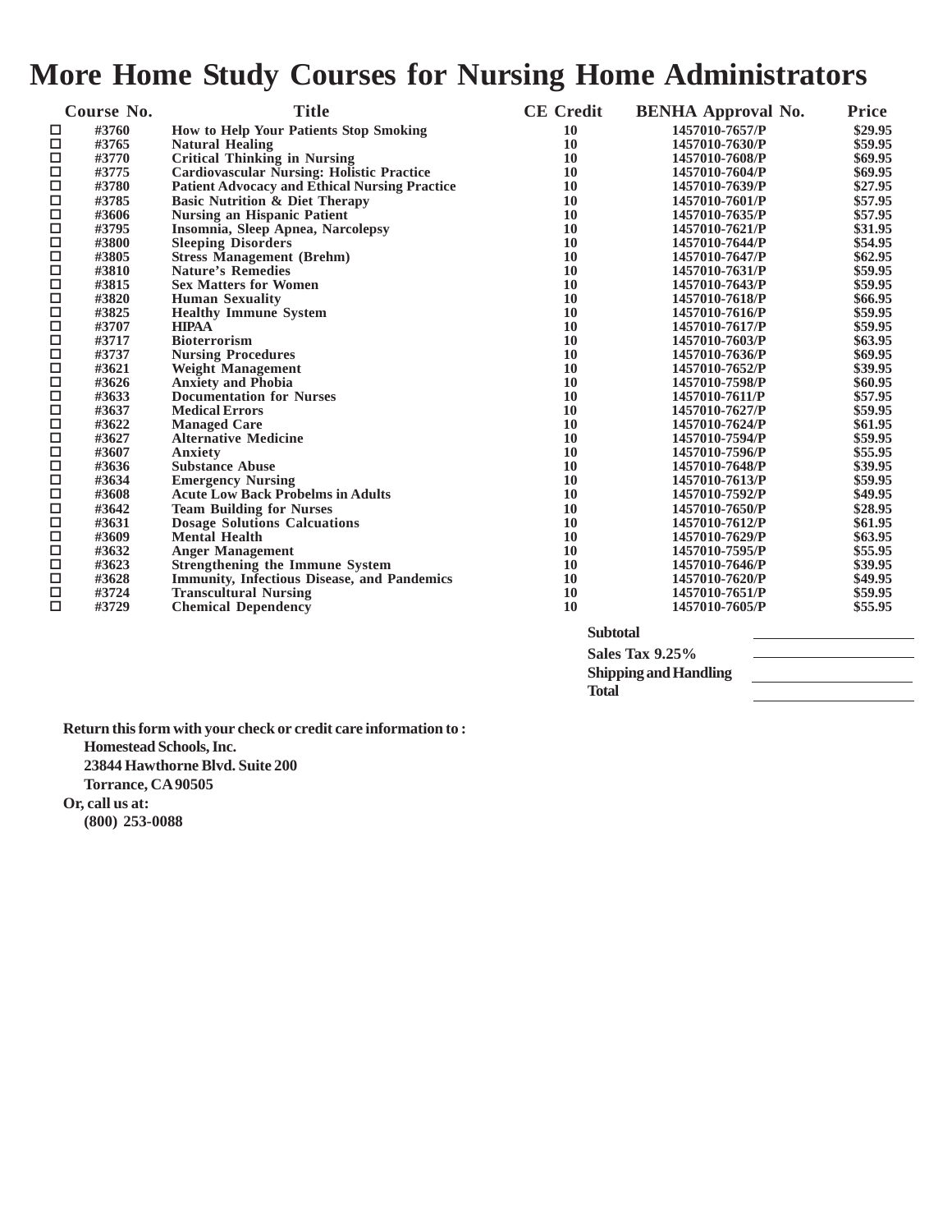# More Home Study Courses for Nursing Home Administrators

| | Course No. | Title | CE Credit | BENHA Approval No. | Price |
|---|---|---|---|---|---|
| ☐ | #3760 | How to Help Your Patients Stop Smoking | 10 | 1457010-7657/P | $29.95 |
| ☐ | #3765 | Natural Healing | 10 | 1457010-7630/P | $59.95 |
| ☐ | #3770 | Critical Thinking in Nursing | 10 | 1457010-7608/P | $69.95 |
| ☐ | #3775 | Cardiovascular Nursing: Holistic Practice | 10 | 1457010-7604/P | $69.95 |
| ☐ | #3780 | Patient Advocacy and Ethical Nursing Practice | 10 | 1457010-7639/P | $27.95 |
| ☐ | #3785 | Basic Nutrition & Diet Therapy | 10 | 1457010-7601/P | $57.95 |
| ☐ | #3606 | Nursing an Hispanic Patient | 10 | 1457010-7635/P | $57.95 |
| ☐ | #3795 | Insomnia, Sleep Apnea, Narcolepsy | 10 | 1457010-7621/P | $31.95 |
| ☐ | #3800 | Sleeping Disorders | 10 | 1457010-7644/P | $54.95 |
| ☐ | #3805 | Stress Management (Brehm) | 10 | 1457010-7647/P | $62.95 |
| ☐ | #3810 | Nature's Remedies | 10 | 1457010-7631/P | $59.95 |
| ☐ | #3815 | Sex Matters for Women | 10 | 1457010-7643/P | $59.95 |
| ☐ | #3820 | Human Sexuality | 10 | 1457010-7618/P | $66.95 |
| ☐ | #3825 | Healthy Immune System | 10 | 1457010-7616/P | $59.95 |
| ☐ | #3707 | HIPAA | 10 | 1457010-7617/P | $59.95 |
| ☐ | #3717 | Bioterrorism | 10 | 1457010-7603/P | $63.95 |
| ☐ | #3737 | Nursing Procedures | 10 | 1457010-7636/P | $69.95 |
| ☐ | #3621 | Weight Management | 10 | 1457010-7652/P | $39.95 |
| ☐ | #3626 | Anxiety and Phobia | 10 | 1457010-7598/P | $60.95 |
| ☐ | #3633 | Documentation for Nurses | 10 | 1457010-7611/P | $57.95 |
| ☐ | #3637 | Medical Errors | 10 | 1457010-7627/P | $59.95 |
| ☐ | #3622 | Managed Care | 10 | 1457010-7624/P | $61.95 |
| ☐ | #3627 | Alternative Medicine | 10 | 1457010-7594/P | $59.95 |
| ☐ | #3607 | Anxiety | 10 | 1457010-7596/P | $55.95 |
| ☐ | #3636 | Substance Abuse | 10 | 1457010-7648/P | $39.95 |
| ☐ | #3634 | Emergency Nursing | 10 | 1457010-7613/P | $59.95 |
| ☐ | #3608 | Acute Low Back Probelms in Adults | 10 | 1457010-7592/P | $49.95 |
| ☐ | #3642 | Team Building for Nurses | 10 | 1457010-7650/P | $28.95 |
| ☐ | #3631 | Dosage Solutions Calcuations | 10 | 1457010-7612/P | $61.95 |
| ☐ | #3609 | Mental Health | 10 | 1457010-7629/P | $63.95 |
| ☐ | #3632 | Anger Management | 10 | 1457010-7595/P | $55.95 |
| ☐ | #3623 | Strengthening the Immune System | 10 | 1457010-7646/P | $39.95 |
| ☐ | #3628 | Immunity, Infectious Disease, and Pandemics | 10 | 1457010-7620/P | $49.95 |
| ☐ | #3724 | Transcultural Nursing | 10 | 1457010-7651/P | $59.95 |
| ☐ | #3729 | Chemical Dependency | 10 | 1457010-7605/P | $55.95 |

**Subtotal** ____________

**Sales Tax 9.25%** ____________

**Shipping and Handling** ____________

**Total** ____________

**Return this form with your check or credit care information to :**

**Homestead Schools, Inc.**
**23844 Hawthorne Blvd. Suite 200**
**Torrance, CA 90505**

**Or, call us at:**
**(800) 253-0088**